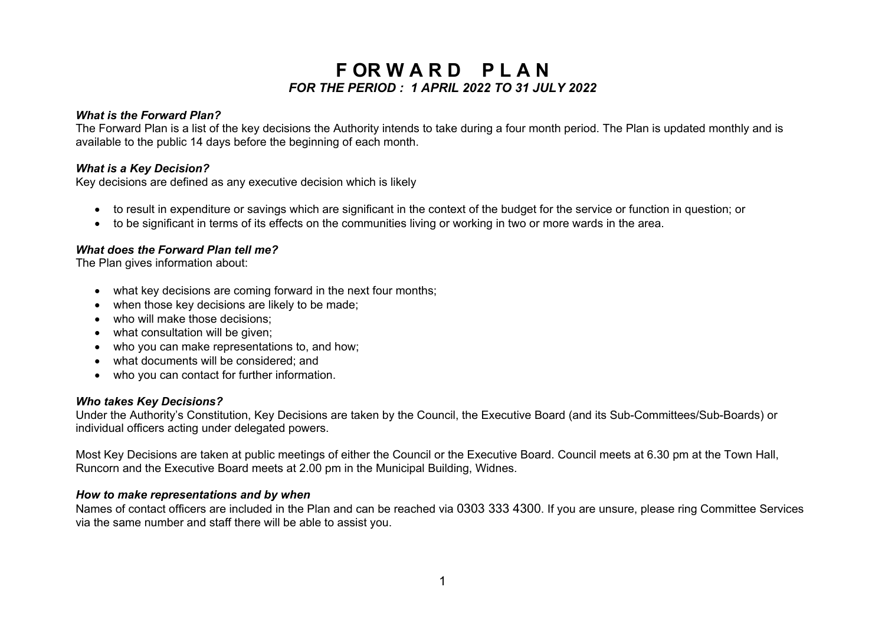# FORWARD PLAN

## *FOR THE PERIOD : 1 APRIL 2022 TO 31 JULY 2022*

***What is the Forward Plan?***

The Forward Plan is a list of the key decisions the Authority intends to take during a four month period. The Plan is updated monthly and is available to the public 14 days before the beginning of each month.

***What is a Key Decision?***

Key decisions are defined as any executive decision which is likely

- to result in expenditure or savings which are significant in the context of the budget for the service or function in question; or
- to be significant in terms of its effects on the communities living or working in two or more wards in the area.

***What does the Forward Plan tell me?***

The Plan gives information about:

- what key decisions are coming forward in the next four months;
- when those key decisions are likely to be made;
- who will make those decisions;
- what consultation will be given;
- who you can make representations to, and how;
- what documents will be considered; and
- who you can contact for further information.

***Who takes Key Decisions?***

Under the Authority's Constitution, Key Decisions are taken by the Council, the Executive Board (and its Sub-Committees/Sub-Boards) or individual officers acting under delegated powers.

Most Key Decisions are taken at public meetings of either the Council or the Executive Board. Council meets at 6.30 pm at the Town Hall, Runcorn and the Executive Board meets at 2.00 pm in the Municipal Building, Widnes.

***How to make representations and by when***

Names of contact officers are included in the Plan and can be reached via 0303 333 4300. If you are unsure, please ring Committee Services via the same number and staff there will be able to assist you.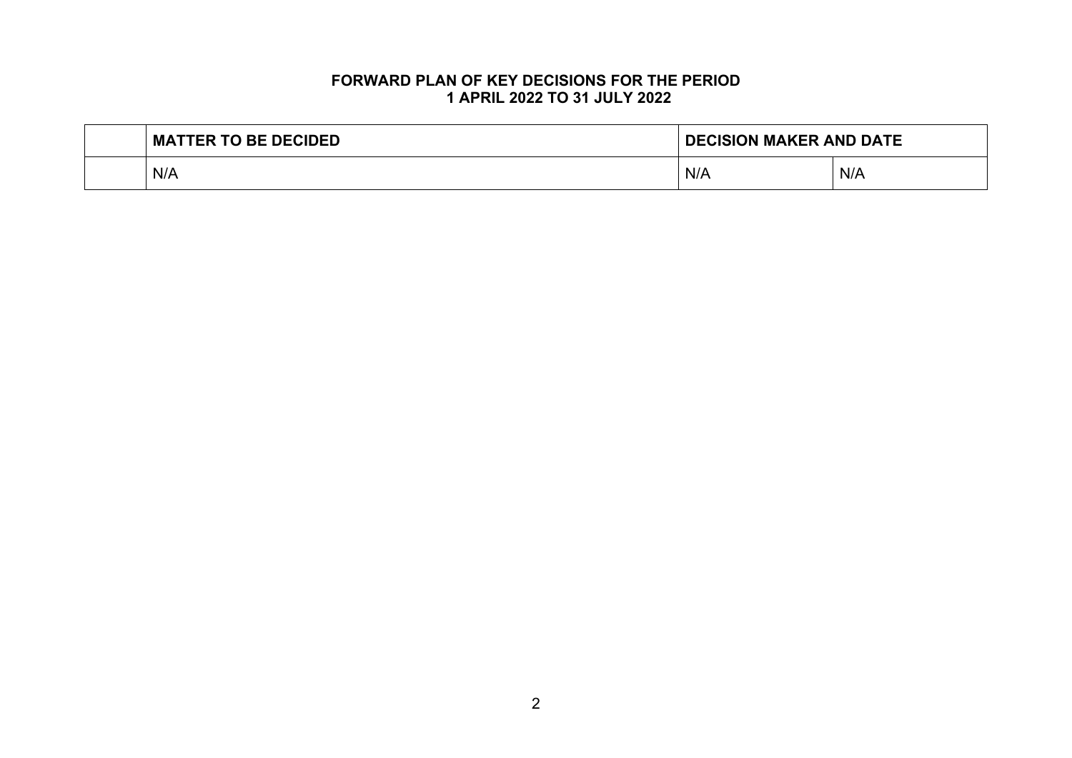**FORWARD PLAN OF KEY DECISIONS FOR THE PERIOD**
**1 APRIL 2022 TO 31 JULY 2022**

| | MATTER TO BE DECIDED | DECISION MAKER AND DATE | |
|---|---|---|---|
| | N/A | N/A | N/A |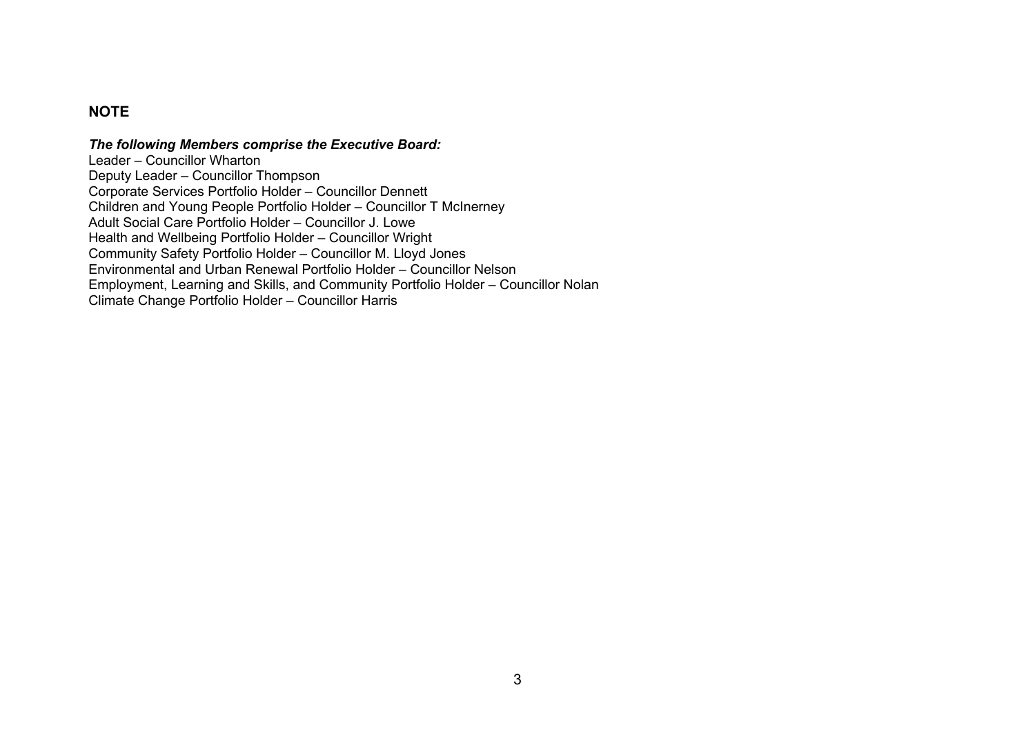## NOTE

***The following Members comprise the Executive Board:***

Leader – Councillor Wharton
Deputy Leader – Councillor Thompson
Corporate Services Portfolio Holder – Councillor Dennett
Children and Young People Portfolio Holder – Councillor T McInerney
Adult Social Care Portfolio Holder – Councillor J. Lowe
Health and Wellbeing Portfolio Holder – Councillor Wright
Community Safety Portfolio Holder – Councillor M. Lloyd Jones
Environmental and Urban Renewal Portfolio Holder – Councillor Nelson
Employment, Learning and Skills, and Community Portfolio Holder – Councillor Nolan
Climate Change Portfolio Holder – Councillor Harris